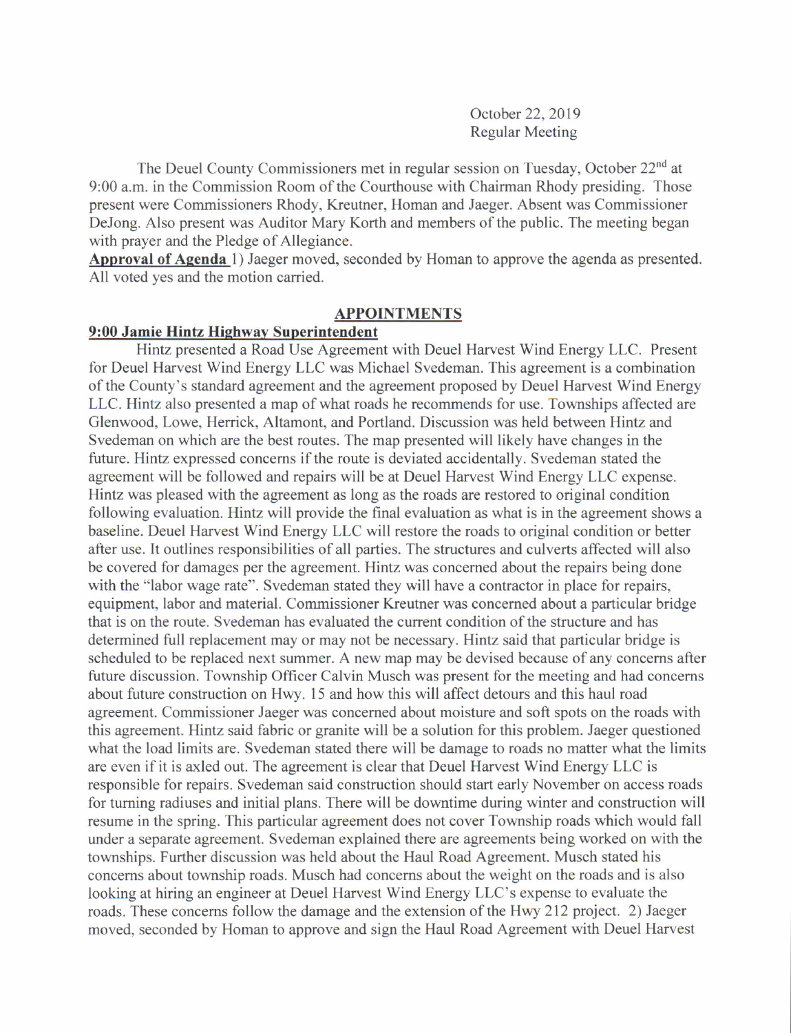October 22, 2019
Regular Meeting

The Deuel County Commissioners met in regular session on Tuesday, October 22nd at 9:00 a.m. in the Commission Room of the Courthouse with Chairman Rhody presiding. Those present were Commissioners Rhody, Kreutner, Homan and Jaeger. Absent was Commissioner DeJong. Also present was Auditor Mary Korth and members of the public. The meeting began with prayer and the Pledge of Allegiance.

**Approval of Agenda** 1) Jaeger moved, seconded by Homan to approve the agenda as presented. All voted yes and the motion carried.

## APPOINTMENTS

**9:00 Jamie Hintz Highway Superintendent**

Hintz presented a Road Use Agreement with Deuel Harvest Wind Energy LLC. Present for Deuel Harvest Wind Energy LLC was Michael Svedeman. This agreement is a combination of the County's standard agreement and the agreement proposed by Deuel Harvest Wind Energy LLC. Hintz also presented a map of what roads he recommends for use. Townships affected are Glenwood, Lowe, Herrick, Altamont, and Portland. Discussion was held between Hintz and Svedeman on which are the best routes. The map presented will likely have changes in the future. Hintz expressed concerns if the route is deviated accidentally. Svedeman stated the agreement will be followed and repairs will be at Deuel Harvest Wind Energy LLC expense. Hintz was pleased with the agreement as long as the roads are restored to original condition following evaluation. Hintz will provide the final evaluation as what is in the agreement shows a baseline. Deuel Harvest Wind Energy LLC will restore the roads to original condition or better after use. It outlines responsibilities of all parties. The structures and culverts affected will also be covered for damages per the agreement. Hintz was concerned about the repairs being done with the "labor wage rate". Svedeman stated they will have a contractor in place for repairs, equipment, labor and material. Commissioner Kreutner was concerned about a particular bridge that is on the route. Svedeman has evaluated the current condition of the structure and has determined full replacement may or may not be necessary. Hintz said that particular bridge is scheduled to be replaced next summer. A new map may be devised because of any concerns after future discussion. Township Officer Calvin Musch was present for the meeting and had concerns about future construction on Hwy. 15 and how this will affect detours and this haul road agreement. Commissioner Jaeger was concerned about moisture and soft spots on the roads with this agreement. Hintz said fabric or granite will be a solution for this problem. Jaeger questioned what the load limits are. Svedeman stated there will be damage to roads no matter what the limits are even if it is axled out. The agreement is clear that Deuel Harvest Wind Energy LLC is responsible for repairs. Svedeman said construction should start early November on access roads for turning radiuses and initial plans. There will be downtime during winter and construction will resume in the spring. This particular agreement does not cover Township roads which would fall under a separate agreement. Svedeman explained there are agreements being worked on with the townships. Further discussion was held about the Haul Road Agreement. Musch stated his concerns about township roads. Musch had concerns about the weight on the roads and is also looking at hiring an engineer at Deuel Harvest Wind Energy LLC's expense to evaluate the roads. These concerns follow the damage and the extension of the Hwy 212 project. 2) Jaeger moved, seconded by Homan to approve and sign the Haul Road Agreement with Deuel Harvest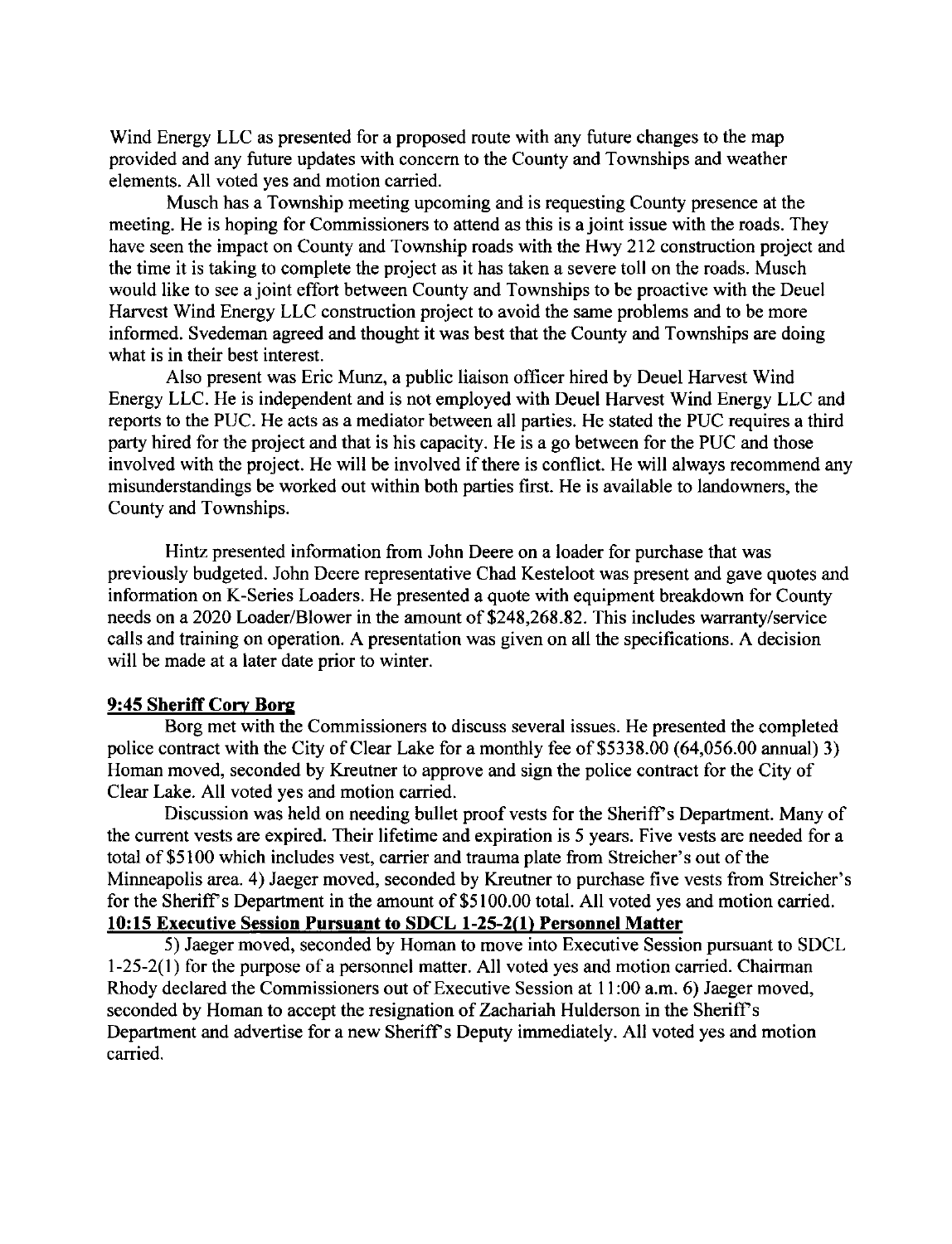Wind Energy LLC as presented for a proposed route with any future changes to the map provided and any future updates with concern to the County and Townships and weather elements. All voted yes and motion carried.

Musch has a Township meeting upcoming and is requesting County presence at the meeting. He is hoping for Commissioners to attend as this is a joint issue with the roads. They have seen the impact on County and Township roads with the Hwy 212 construction project and the time it is taking to complete the project as it has taken a severe toll on the roads. Musch would like to see a joint effort between County and Townships to be proactive with the Deuel Harvest Wind Energy LLC construction project to avoid the same problems and to be more informed. Svedeman agreed and thought it was best that the County and Townships are doing what is in their best interest.

Also present was Eric Munz, a public liaison officer hired by Deuel Harvest Wind Energy LLC. He is independent and is not employed with Deuel Harvest Wind Energy LLC and reports to the PUC. He acts as a mediator between all parties. He stated the PUC requires a third party hired for the project and that is his capacity. He is a go between for the PUC and those involved with the project. He will be involved if there is conflict. He will always recommend any misunderstandings be worked out within both parties first. He is available to landowners, the County and Townships.

Hintz presented information from John Deere on a loader for purchase that was previously budgeted. John Deere representative Chad Kesteloot was present and gave quotes and information on K-Series Loaders. He presented a quote with equipment breakdown for County needs on a 2020 Loader/Blower in the amount of $248,268.82. This includes warranty/service calls and training on operation. A presentation was given on all the specifications. A decision will be made at a later date prior to winter.

**9:45 Sheriff Cory Borg**

Borg met with the Commissioners to discuss several issues. He presented the completed police contract with the City of Clear Lake for a monthly fee of $5338.00 (64,056.00 annual) 3) Homan moved, seconded by Kreutner to approve and sign the police contract for the City of Clear Lake. All voted yes and motion carried.

Discussion was held on needing bullet proof vests for the Sheriff's Department. Many of the current vests are expired. Their lifetime and expiration is 5 years. Five vests are needed for a total of $5100 which includes vest, carrier and trauma plate from Streicher's out of the Minneapolis area. 4) Jaeger moved, seconded by Kreutner to purchase five vests from Streicher's for the Sheriff's Department in the amount of $5100.00 total. All voted yes and motion carried.

**10:15 Executive Session Pursuant to SDCL 1-25-2(1) Personnel Matter**

5) Jaeger moved, seconded by Homan to move into Executive Session pursuant to SDCL 1-25-2(1) for the purpose of a personnel matter. All voted yes and motion carried. Chairman Rhody declared the Commissioners out of Executive Session at 11:00 a.m. 6) Jaeger moved, seconded by Homan to accept the resignation of Zachariah Hulderson in the Sheriff's Department and advertise for a new Sheriff's Deputy immediately. All voted yes and motion carried.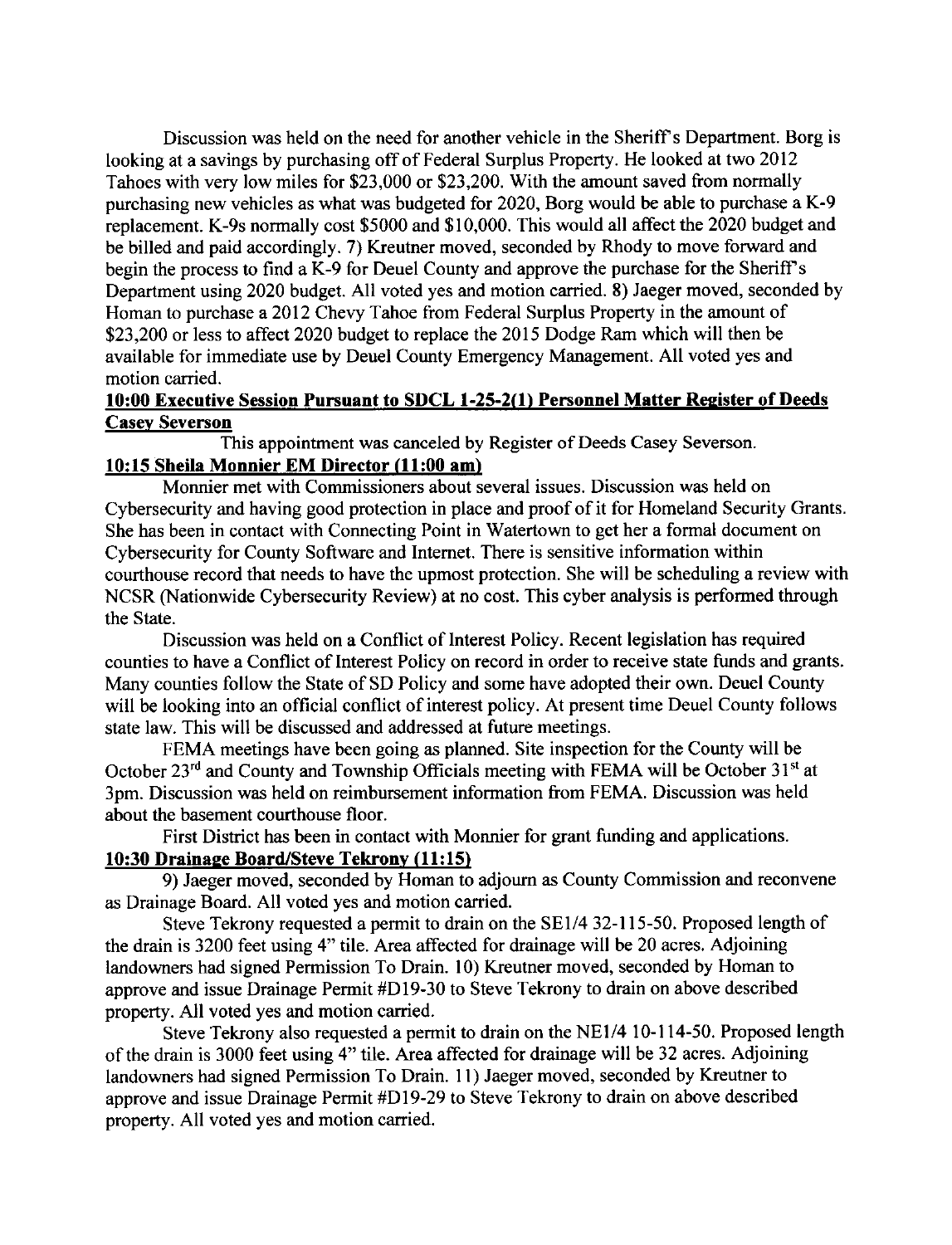Discussion was held on the need for another vehicle in the Sheriff's Department. Borg is looking at a savings by purchasing off of Federal Surplus Property. He looked at two 2012 Tahoes with very low miles for $23,000 or $23,200. With the amount saved from normally purchasing new vehicles as what was budgeted for 2020, Borg would be able to purchase a K-9 replacement. K-9s normally cost $5000 and $10,000. This would all affect the 2020 budget and be billed and paid accordingly. 7) Kreutner moved, seconded by Rhody to move forward and begin the process to find a K-9 for Deuel County and approve the purchase for the Sheriff's Department using 2020 budget. All voted yes and motion carried. 8) Jaeger moved, seconded by Homan to purchase a 2012 Chevy Tahoe from Federal Surplus Property in the amount of $23,200 or less to affect 2020 budget to replace the 2015 Dodge Ram which will then be available for immediate use by Deuel County Emergency Management. All voted yes and motion carried.

**10:00 Executive Session Pursuant to SDCL 1-25-2(1) Personnel Matter Register of Deeds Casey Severson**

This appointment was canceled by Register of Deeds Casey Severson.

**10:15 Sheila Monnier EM Director (11:00 am)**

Monnier met with Commissioners about several issues. Discussion was held on Cybersecurity and having good protection in place and proof of it for Homeland Security Grants. She has been in contact with Connecting Point in Watertown to get her a formal document on Cybersecurity for County Software and Internet. There is sensitive information within courthouse record that needs to have the upmost protection. She will be scheduling a review with NCSR (Nationwide Cybersecurity Review) at no cost. This cyber analysis is performed through the State.

Discussion was held on a Conflict of Interest Policy. Recent legislation has required counties to have a Conflict of Interest Policy on record in order to receive state funds and grants. Many counties follow the State of SD Policy and some have adopted their own. Deuel County will be looking into an official conflict of interest policy. At present time Deuel County follows state law. This will be discussed and addressed at future meetings.

FEMA meetings have been going as planned. Site inspection for the County will be October 23rd and County and Township Officials meeting with FEMA will be October 31st at 3pm. Discussion was held on reimbursement information from FEMA. Discussion was held about the basement courthouse floor.

First District has been in contact with Monnier for grant funding and applications.

**10:30 Drainage Board/Steve Tekrony (11:15)**

9) Jaeger moved, seconded by Homan to adjourn as County Commission and reconvene as Drainage Board. All voted yes and motion carried.

Steve Tekrony requested a permit to drain on the SE1/4 32-115-50. Proposed length of the drain is 3200 feet using 4" tile. Area affected for drainage will be 20 acres. Adjoining landowners had signed Permission To Drain. 10) Kreutner moved, seconded by Homan to approve and issue Drainage Permit #D19-30 to Steve Tekrony to drain on above described property. All voted yes and motion carried.

Steve Tekrony also requested a permit to drain on the NE1/4 10-114-50. Proposed length of the drain is 3000 feet using 4" tile. Area affected for drainage will be 32 acres. Adjoining landowners had signed Permission To Drain. 11) Jaeger moved, seconded by Kreutner to approve and issue Drainage Permit #D19-29 to Steve Tekrony to drain on above described property. All voted yes and motion carried.